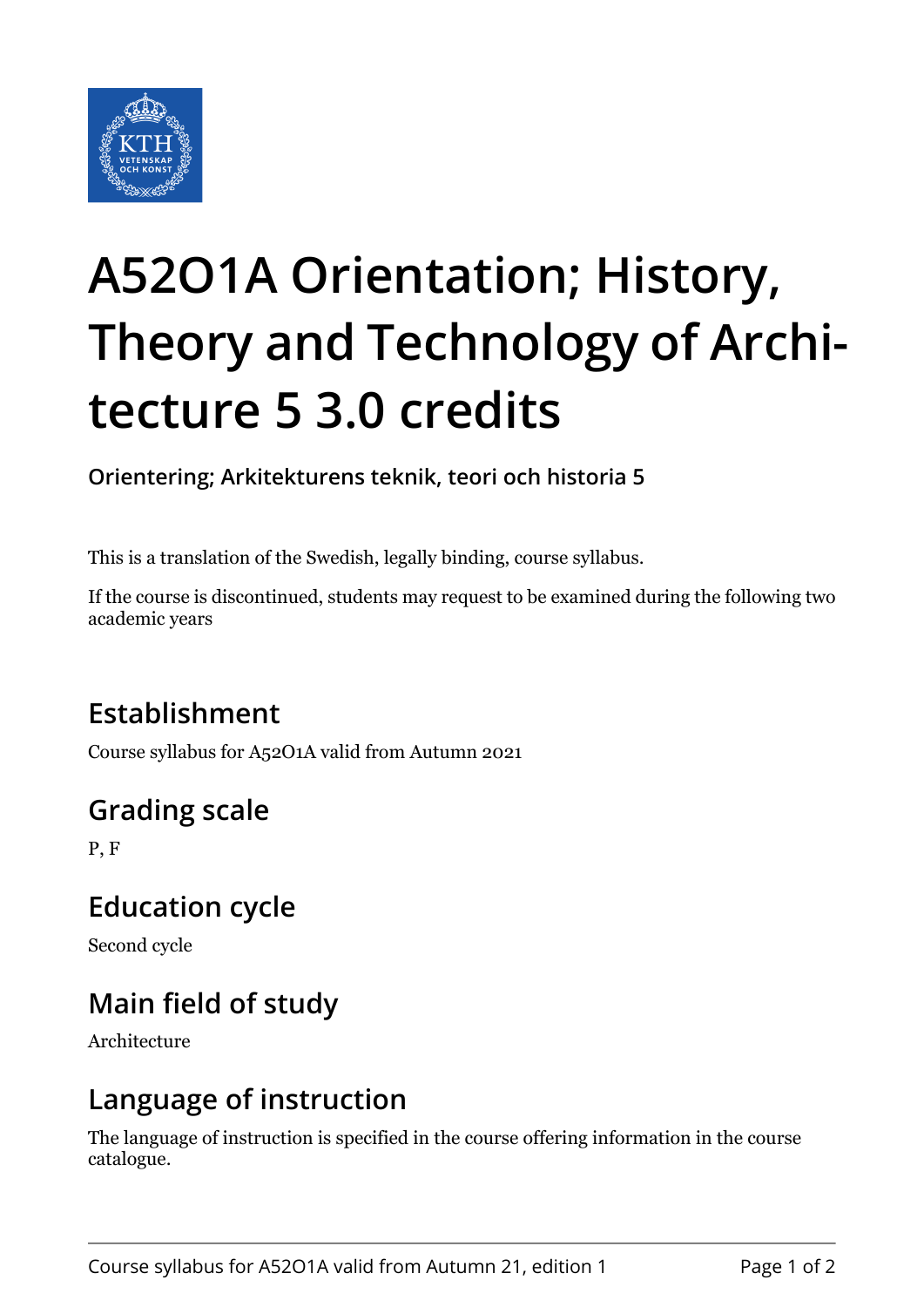# A52O1A Orientation; History, Theory and Technology of Architecture 5 3.0 credits

**Orientering; Arkitekturens teknik, teori och historia 5**

This is a translation of the Swedish, legally binding, course syllabus.

If the course is discontinued, students may request to be examined during the following two academic years

## Establishment

Course syllabus for A52O1A valid from Autumn 2021

## Grading scale

P, F

## Education cycle

Second cycle

## Main field of study

Architecture

## Language of instruction

The language of instruction is specified in the course offering information in the course catalogue.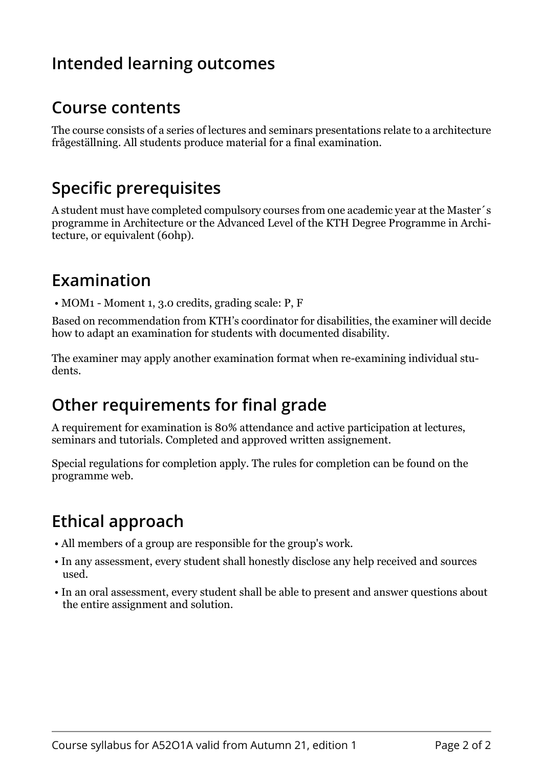## Intended learning outcomes

## Course contents

The course consists of a series of lectures and seminars presentations relate to a architecture frågeställning. All students produce material for a final examination.

## Specific prerequisites

A student must have completed compulsory courses from one academic year at the Master´s programme in Architecture or the Advanced Level of the KTH Degree Programme in Architecture, or equivalent (60hp).

## Examination

- MOM1 - Moment 1, 3.0 credits, grading scale: P, F

Based on recommendation from KTH's coordinator for disabilities, the examiner will decide how to adapt an examination for students with documented disability.

The examiner may apply another examination format when re-examining individual students.

## Other requirements for final grade

A requirement for examination is 80% attendance and active participation at lectures, seminars and tutorials. Completed and approved written assignement.

Special regulations for completion apply. The rules for completion can be found on the programme web.

## Ethical approach

- All members of a group are responsible for the group's work.
- In any assessment, every student shall honestly disclose any help received and sources used.
- In an oral assessment, every student shall be able to present and answer questions about the entire assignment and solution.